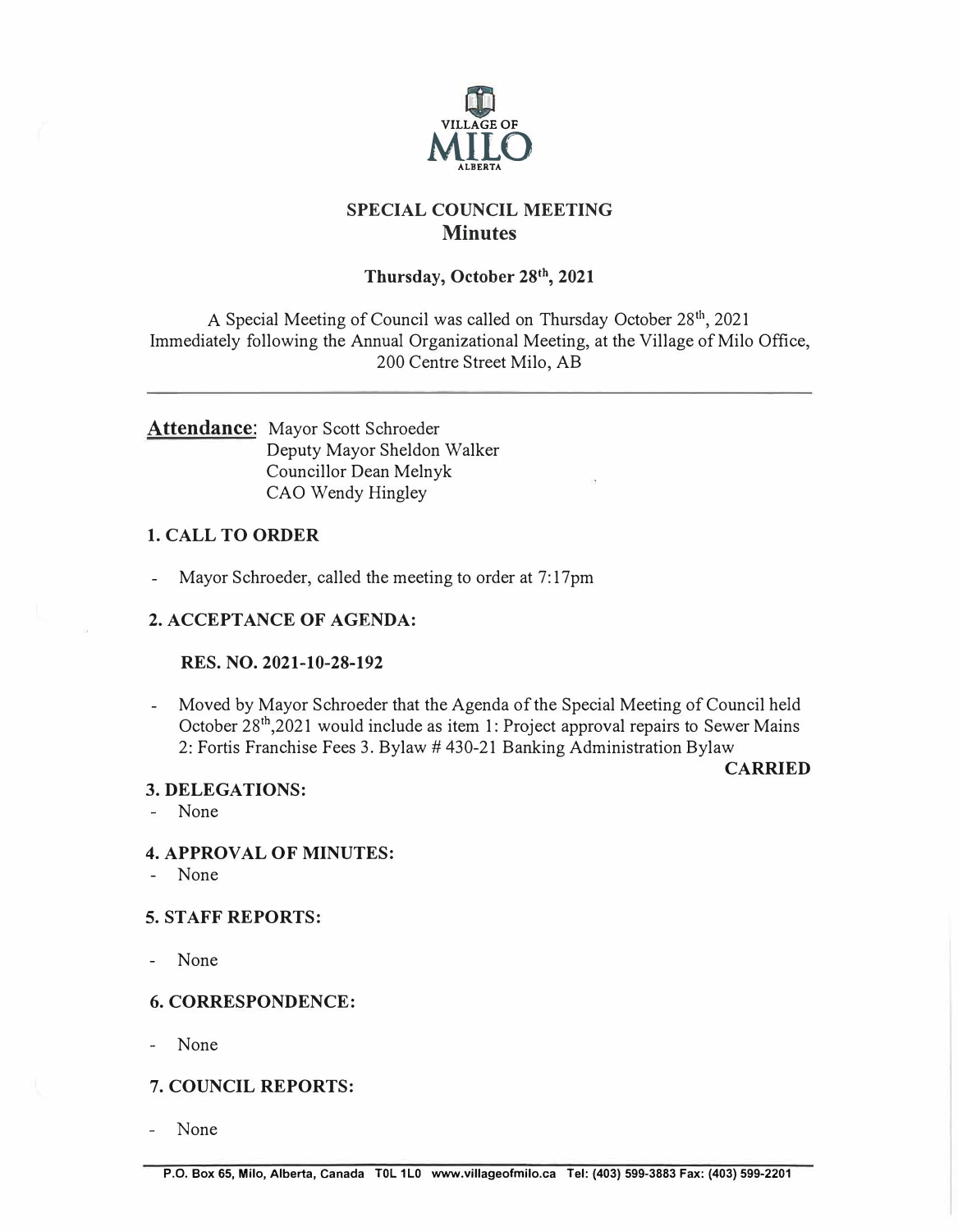VILLAGE OF
# MILO
ALBERTA

## SPECIAL COUNCIL MEETING
## Minutes

### Thursday, October 28th, 2021

A Special Meeting of Council was called on Thursday October 28th, 2021 Immediately following the Annual Organizational Meeting, at the Village of Milo Office, 200 Centre Street Milo, AB

---

**Attendance**: Mayor Scott Schroeder
Deputy Mayor Sheldon Walker
Councillor Dean Melnyk
CAO Wendy Hingley

### 1. CALL TO ORDER

- Mayor Schroeder, called the meeting to order at 7:17pm

### 2. ACCEPTANCE OF AGENDA:

**RES. NO. 2021-10-28-192**

- Moved by Mayor Schroeder that the Agenda of the Special Meeting of Council held October 28th,2021 would include as item 1: Project approval repairs to Sewer Mains 2: Fortis Franchise Fees 3. Bylaw # 430-21 Banking Administration Bylaw

**CARRIED**

### 3. DELEGATIONS:

- None

### 4. APPROVAL OF MINUTES:

- None

### 5. STAFF REPORTS:

- None

### 6. CORRESPONDENCE:

- None

### 7. COUNCIL REPORTS:

- None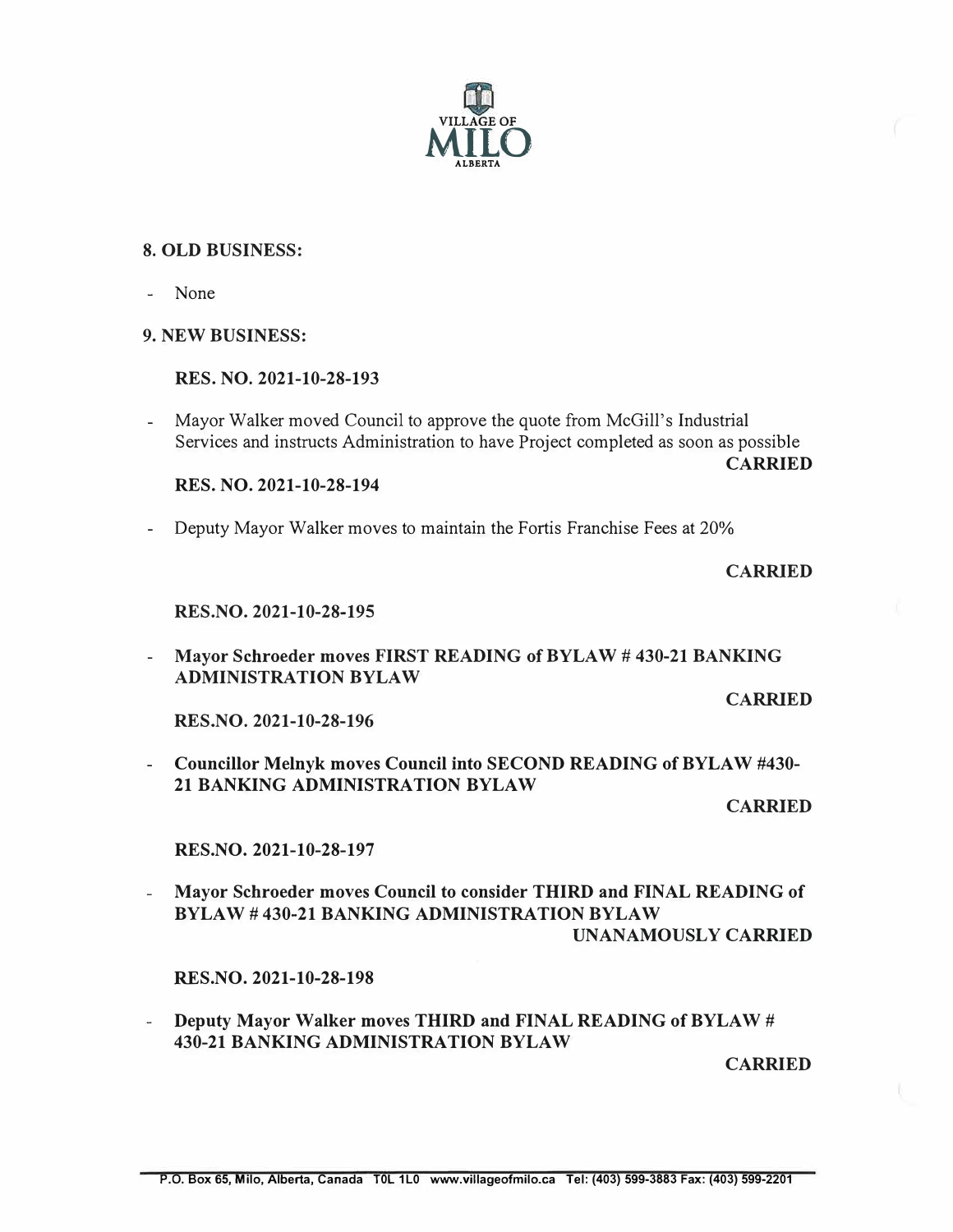## 8. OLD BUSINESS:

- None

## 9. NEW BUSINESS:

**RES. NO. 2021-10-28-193**

- Mayor Walker moved Council to approve the quote from McGill's Industrial Services and instructs Administration to have Project completed as soon as possible

**CARRIED**

**RES. NO. 2021-10-28-194**

- Deputy Mayor Walker moves to maintain the Fortis Franchise Fees at 20%

**CARRIED**

**RES.NO. 2021-10-28-195**

- **Mayor Schroeder moves FIRST READING of BYLAW # 430-21 BANKING ADMINISTRATION BYLAW**

**CARRIED**

**RES.NO. 2021-10-28-196**

- **Councillor Melnyk moves Council into SECOND READING of BYLAW #430-21 BANKING ADMINISTRATION BYLAW**

**CARRIED**

**RES.NO. 2021-10-28-197**

- **Mayor Schroeder moves Council to consider THIRD and FINAL READING of BYLAW # 430-21 BANKING ADMINISTRATION BYLAW**

**UNANAMOUSLY CARRIED**

**RES.NO. 2021-10-28-198**

- **Deputy Mayor Walker moves THIRD and FINAL READING of BYLAW # 430-21 BANKING ADMINISTRATION BYLAW**

**CARRIED**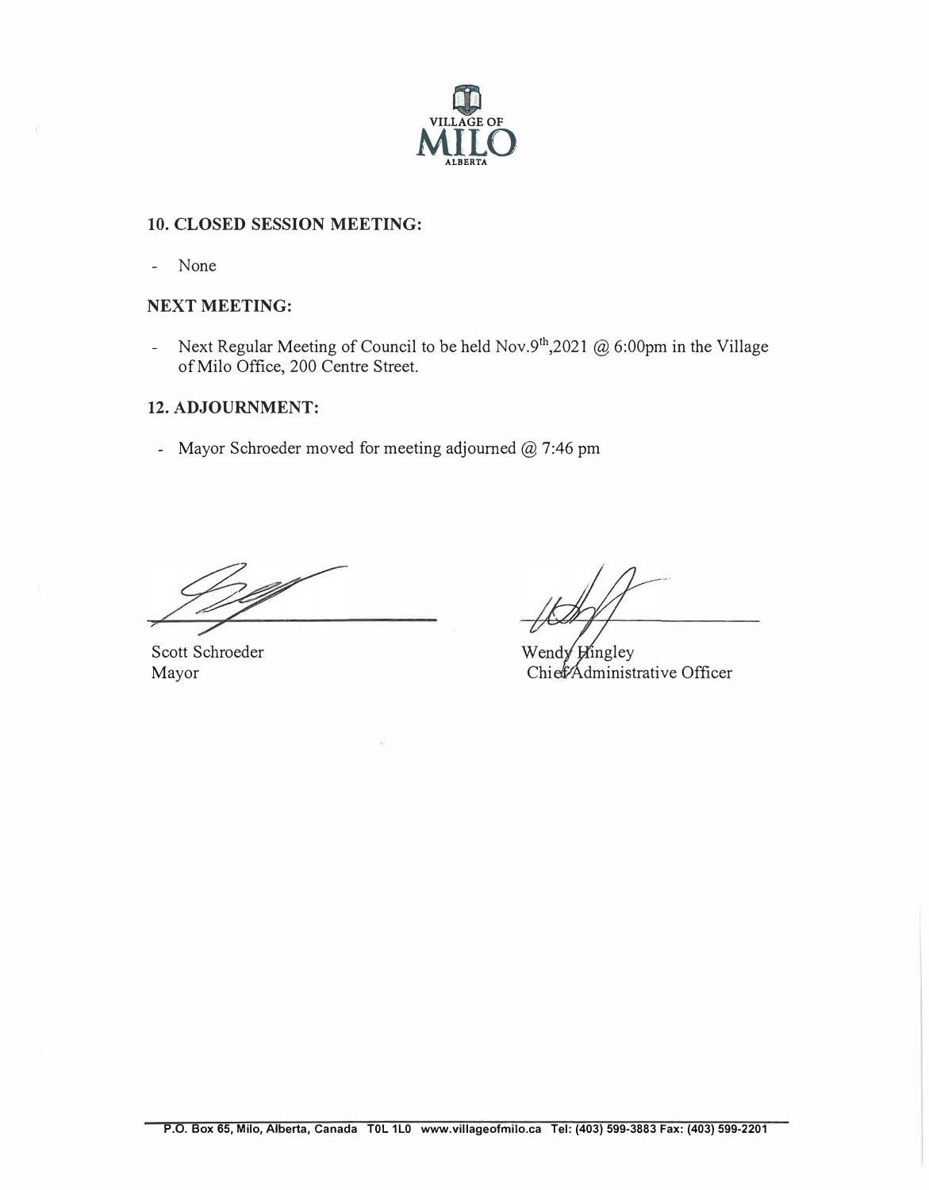## 10. CLOSED SESSION MEETING:

- None

## NEXT MEETING:

- Next Regular Meeting of Council to be held Nov.9th,2021 @ 6:00pm in the Village of Milo Office, 200 Centre Street.

## 12. ADJOURNMENT:

- Mayor Schroeder moved for meeting adjourned @ 7:46 pm

Scott Schroeder
Mayor

Wendy Hingley
Chief Administrative Officer